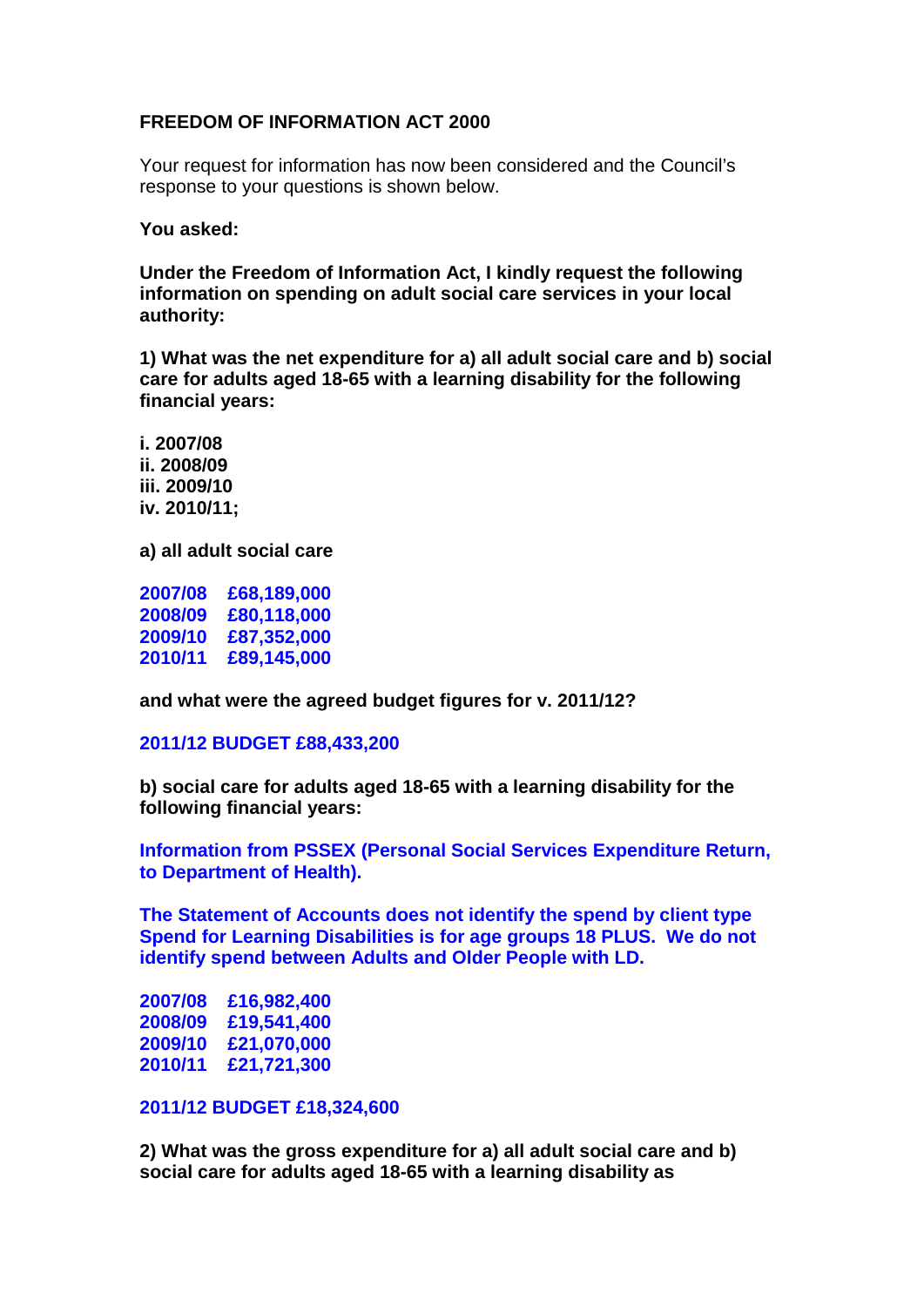**FREEDOM OF INFORMATION ACT 2000**

Your request for information has now been considered and the Council's response to your questions is shown below.

**You asked:**

**Under the Freedom of Information Act, I kindly request the following information on spending on adult social care services in your local authority:**

**1) What was the net expenditure for a) all adult social care and b) social care for adults aged 18-65 with a learning disability for the following financial years:**

**i. 2007/08**
**ii. 2008/09**
**iii. 2009/10**
**iv. 2010/11;**

**a) all adult social care**

**2007/08 £68,189,000**
**2008/09 £80,118,000**
**2009/10 £87,352,000**
**2010/11 £89,145,000**

**and what were the agreed budget figures for v. 2011/12?**

**2011/12 BUDGET £88,433,200**

**b) social care for adults aged 18-65 with a learning disability for the following financial years:**

**Information from PSSEX (Personal Social Services Expenditure Return, to Department of Health).**

**The Statement of Accounts does not identify the spend by client type Spend for Learning Disabilities is for age groups 18 PLUS. We do not identify spend between Adults and Older People with LD.**

**2007/08 £16,982,400**
**2008/09 £19,541,400**
**2009/10 £21,070,000**
**2010/11 £21,721,300**

**2011/12 BUDGET £18,324,600**

**2) What was the gross expenditure for a) all adult social care and b) social care for adults aged 18-65 with a learning disability as**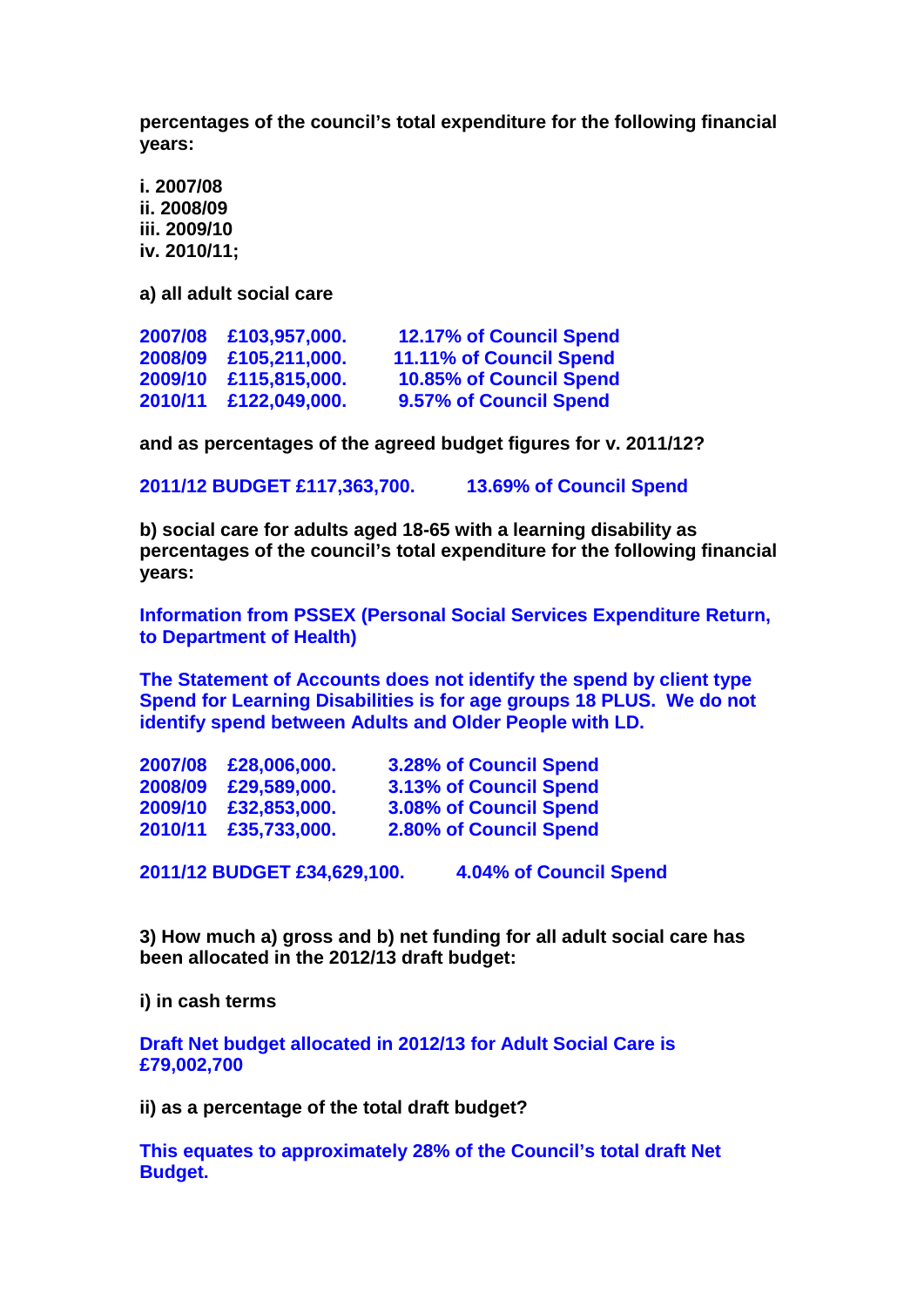**percentages of the council's total expenditure for the following financial years:**

**i. 2007/08**
**ii. 2008/09**
**iii. 2009/10**
**iv. 2010/11;**

**a) all adult social care**

| | | |
|---|---|---|
| **2007/08** | **£103,957,000.** | **12.17% of Council Spend** |
| **2008/09** | **£105,211,000.** | **11.11% of Council Spend** |
| **2009/10** | **£115,815,000.** | **10.85% of Council Spend** |
| **2010/11** | **£122,049,000.** | **9.57% of Council Spend** |

**and as percentages of the agreed budget figures for v. 2011/12?**

**2011/12 BUDGET £117,363,700. 13.69% of Council Spend**

**b) social care for adults aged 18-65 with a learning disability as percentages of the council's total expenditure for the following financial years:**

**Information from PSSEX (Personal Social Services Expenditure Return, to Department of Health)**

**The Statement of Accounts does not identify the spend by client type Spend for Learning Disabilities is for age groups 18 PLUS. We do not identify spend between Adults and Older People with LD.**

| | | |
|---|---|---|
| **2007/08** | **£28,006,000.** | **3.28% of Council Spend** |
| **2008/09** | **£29,589,000.** | **3.13% of Council Spend** |
| **2009/10** | **£32,853,000.** | **3.08% of Council Spend** |
| **2010/11** | **£35,733,000.** | **2.80% of Council Spend** |

**2011/12 BUDGET £34,629,100. 4.04% of Council Spend**

**3) How much a) gross and b) net funding for all adult social care has been allocated in the 2012/13 draft budget:**

**i) in cash terms**

**Draft Net budget allocated in 2012/13 for Adult Social Care is £79,002,700**

**ii) as a percentage of the total draft budget?**

**This equates to approximately 28% of the Council's total draft Net Budget.**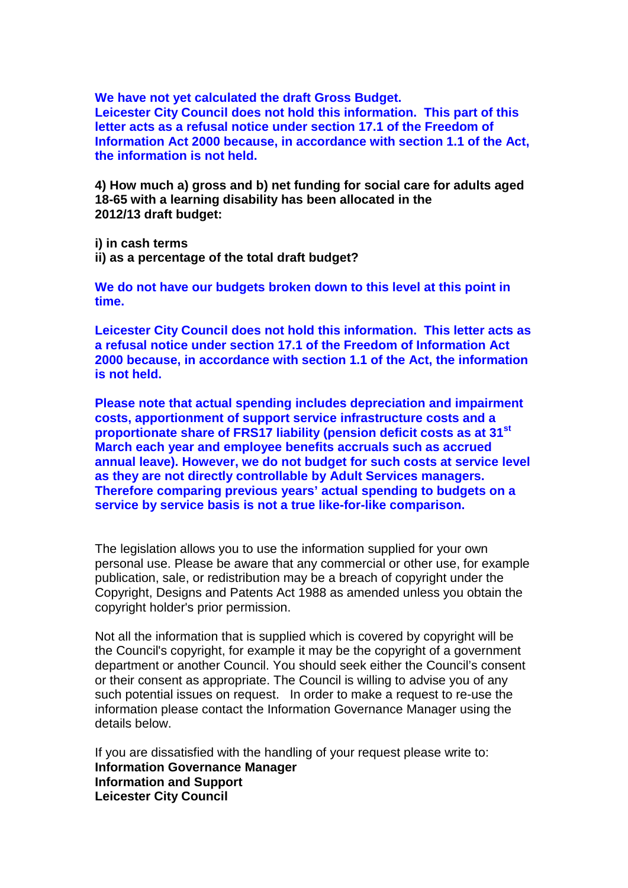**We have not yet calculated the draft Gross Budget.**
**Leicester City Council does not hold this information. This part of this letter acts as a refusal notice under section 17.1 of the Freedom of Information Act 2000 because, in accordance with section 1.1 of the Act, the information is not held.**

**4) How much a) gross and b) net funding for social care for adults aged 18-65 with a learning disability has been allocated in the 2012/13 draft budget:**

**i) in cash terms**
**ii) as a percentage of the total draft budget?**

**We do not have our budgets broken down to this level at this point in time.**

**Leicester City Council does not hold this information. This letter acts as a refusal notice under section 17.1 of the Freedom of Information Act 2000 because, in accordance with section 1.1 of the Act, the information is not held.**

**Please note that actual spending includes depreciation and impairment costs, apportionment of support service infrastructure costs and a proportionate share of FRS17 liability (pension deficit costs as at 31st March each year and employee benefits accruals such as accrued annual leave). However, we do not budget for such costs at service level as they are not directly controllable by Adult Services managers. Therefore comparing previous years' actual spending to budgets on a service by service basis is not a true like-for-like comparison.**

The legislation allows you to use the information supplied for your own personal use. Please be aware that any commercial or other use, for example publication, sale, or redistribution may be a breach of copyright under the Copyright, Designs and Patents Act 1988 as amended unless you obtain the copyright holder's prior permission.

Not all the information that is supplied which is covered by copyright will be the Council's copyright, for example it may be the copyright of a government department or another Council. You should seek either the Council's consent or their consent as appropriate. The Council is willing to advise you of any such potential issues on request. In order to make a request to re-use the information please contact the Information Governance Manager using the details below.

If you are dissatisfied with the handling of your request please write to:
**Information Governance Manager**
**Information and Support**
**Leicester City Council**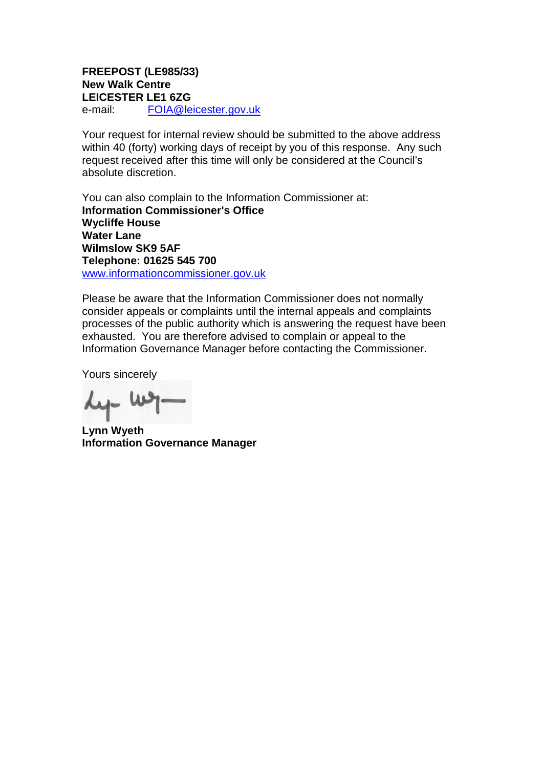**FREEPOST (LE985/33)**
**New Walk Centre**
**LEICESTER LE1 6ZG**
e-mail: FOIA@leicester.gov.uk

Your request for internal review should be submitted to the above address within 40 (forty) working days of receipt by you of this response. Any such request received after this time will only be considered at the Council's absolute discretion.

You can also complain to the Information Commissioner at:
**Information Commissioner's Office**
**Wycliffe House**
**Water Lane**
**Wilmslow SK9 5AF**
**Telephone: 01625 545 700**
www.informationcommissioner.gov.uk

Please be aware that the Information Commissioner does not normally consider appeals or complaints until the internal appeals and complaints processes of the public authority which is answering the request have been exhausted. You are therefore advised to complain or appeal to the Information Governance Manager before contacting the Commissioner.

Yours sincerely

**Lynn Wyeth**
**Information Governance Manager**